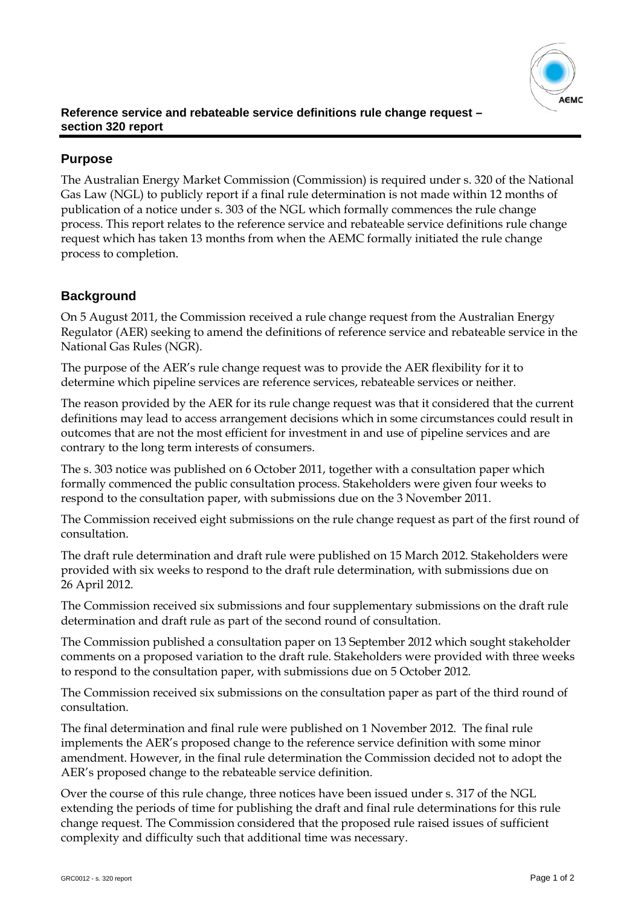**Reference service and rebateable service definitions rule change request – section 320 report**

## Purpose

The Australian Energy Market Commission (Commission) is required under s. 320 of the National Gas Law (NGL) to publicly report if a final rule determination is not made within 12 months of publication of a notice under s. 303 of the NGL which formally commences the rule change process. This report relates to the reference service and rebateable service definitions rule change request which has taken 13 months from when the AEMC formally initiated the rule change process to completion.

## Background

On 5 August 2011, the Commission received a rule change request from the Australian Energy Regulator (AER) seeking to amend the definitions of reference service and rebateable service in the National Gas Rules (NGR).

The purpose of the AER's rule change request was to provide the AER flexibility for it to determine which pipeline services are reference services, rebateable services or neither.

The reason provided by the AER for its rule change request was that it considered that the current definitions may lead to access arrangement decisions which in some circumstances could result in outcomes that are not the most efficient for investment in and use of pipeline services and are contrary to the long term interests of consumers.

The s. 303 notice was published on 6 October 2011, together with a consultation paper which formally commenced the public consultation process. Stakeholders were given four weeks to respond to the consultation paper, with submissions due on the 3 November 2011.

The Commission received eight submissions on the rule change request as part of the first round of consultation.

The draft rule determination and draft rule were published on 15 March 2012. Stakeholders were provided with six weeks to respond to the draft rule determination, with submissions due on 26 April 2012.

The Commission received six submissions and four supplementary submissions on the draft rule determination and draft rule as part of the second round of consultation.

The Commission published a consultation paper on 13 September 2012 which sought stakeholder comments on a proposed variation to the draft rule. Stakeholders were provided with three weeks to respond to the consultation paper, with submissions due on 5 October 2012.

The Commission received six submissions on the consultation paper as part of the third round of consultation.

The final determination and final rule were published on 1 November 2012. The final rule implements the AER's proposed change to the reference service definition with some minor amendment. However, in the final rule determination the Commission decided not to adopt the AER's proposed change to the rebateable service definition.

Over the course of this rule change, three notices have been issued under s. 317 of the NGL extending the periods of time for publishing the draft and final rule determinations for this rule change request. The Commission considered that the proposed rule raised issues of sufficient complexity and difficulty such that additional time was necessary.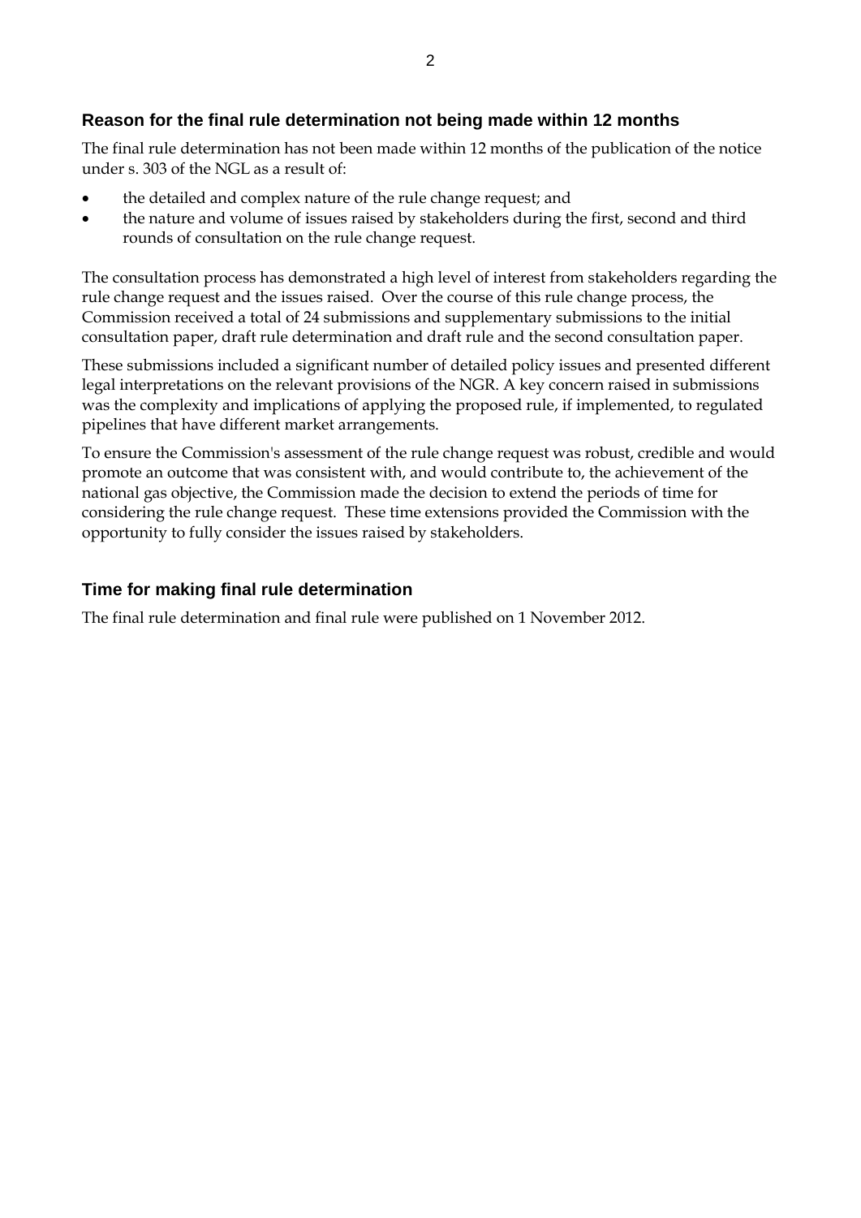## Reason for the final rule determination not being made within 12 months

The final rule determination has not been made within 12 months of the publication of the notice under s. 303 of the NGL as a result of:

- the detailed and complex nature of the rule change request; and
- the nature and volume of issues raised by stakeholders during the first, second and third rounds of consultation on the rule change request.

The consultation process has demonstrated a high level of interest from stakeholders regarding the rule change request and the issues raised. Over the course of this rule change process, the Commission received a total of 24 submissions and supplementary submissions to the initial consultation paper, draft rule determination and draft rule and the second consultation paper.

These submissions included a significant number of detailed policy issues and presented different legal interpretations on the relevant provisions of the NGR. A key concern raised in submissions was the complexity and implications of applying the proposed rule, if implemented, to regulated pipelines that have different market arrangements.

To ensure the Commission's assessment of the rule change request was robust, credible and would promote an outcome that was consistent with, and would contribute to, the achievement of the national gas objective, the Commission made the decision to extend the periods of time for considering the rule change request. These time extensions provided the Commission with the opportunity to fully consider the issues raised by stakeholders.

## Time for making final rule determination

The final rule determination and final rule were published on 1 November 2012.